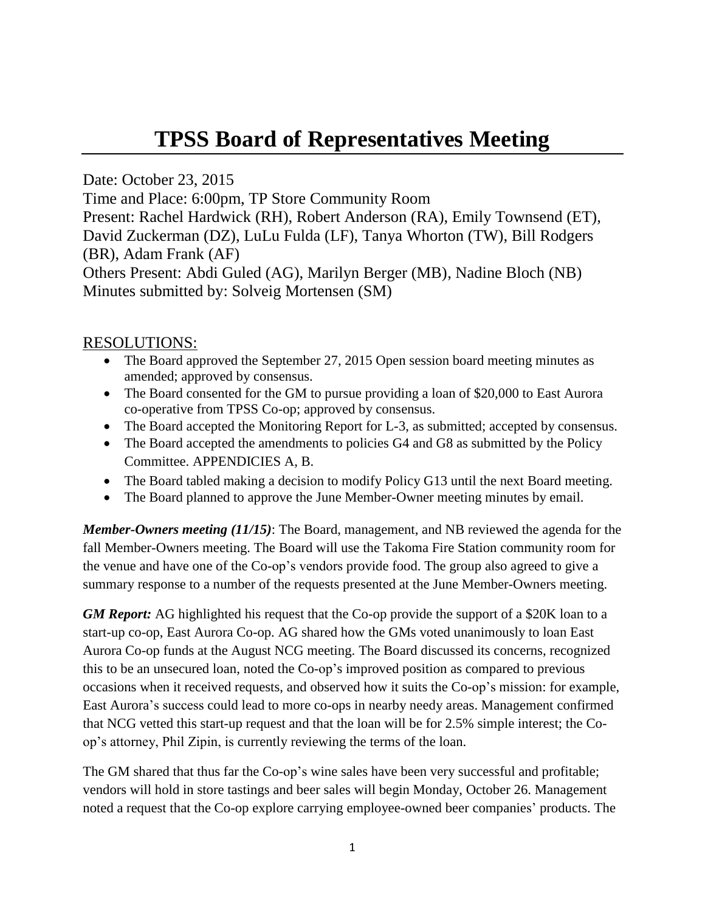# TPSS Board of Representatives Meeting

Date: October 23, 2015

Time and Place: 6:00pm, TP Store Community Room

Present: Rachel Hardwick (RH), Robert Anderson (RA), Emily Townsend (ET), David Zuckerman (DZ), LuLu Fulda (LF), Tanya Whorton (TW), Bill Rodgers (BR), Adam Frank (AF)

Others Present: Abdi Guled (AG), Marilyn Berger (MB), Nadine Bloch (NB)

Minutes submitted by: Solveig Mortensen (SM)

## RESOLUTIONS:

- The Board approved the September 27, 2015 Open session board meeting minutes as amended; approved by consensus.
- The Board consented for the GM to pursue providing a loan of $20,000 to East Aurora co-operative from TPSS Co-op; approved by consensus.
- The Board accepted the Monitoring Report for L-3, as submitted; accepted by consensus.
- The Board accepted the amendments to policies G4 and G8 as submitted by the Policy Committee. APPENDICIES A, B.
- The Board tabled making a decision to modify Policy G13 until the next Board meeting.
- The Board planned to approve the June Member-Owner meeting minutes by email.

***Member-Owners meeting (11/15)***: The Board, management, and NB reviewed the agenda for the fall Member-Owners meeting. The Board will use the Takoma Fire Station community room for the venue and have one of the Co-op's vendors provide food. The group also agreed to give a summary response to a number of the requests presented at the June Member-Owners meeting.

***GM Report:*** AG highlighted his request that the Co-op provide the support of a $20K loan to a start-up co-op, East Aurora Co-op. AG shared how the GMs voted unanimously to loan East Aurora Co-op funds at the August NCG meeting. The Board discussed its concerns, recognized this to be an unsecured loan, noted the Co-op's improved position as compared to previous occasions when it received requests, and observed how it suits the Co-op's mission: for example, East Aurora's success could lead to more co-ops in nearby needy areas. Management confirmed that NCG vetted this start-up request and that the loan will be for 2.5% simple interest; the Co-op's attorney, Phil Zipin, is currently reviewing the terms of the loan.

The GM shared that thus far the Co-op's wine sales have been very successful and profitable; vendors will hold in store tastings and beer sales will begin Monday, October 26. Management noted a request that the Co-op explore carrying employee-owned beer companies' products. The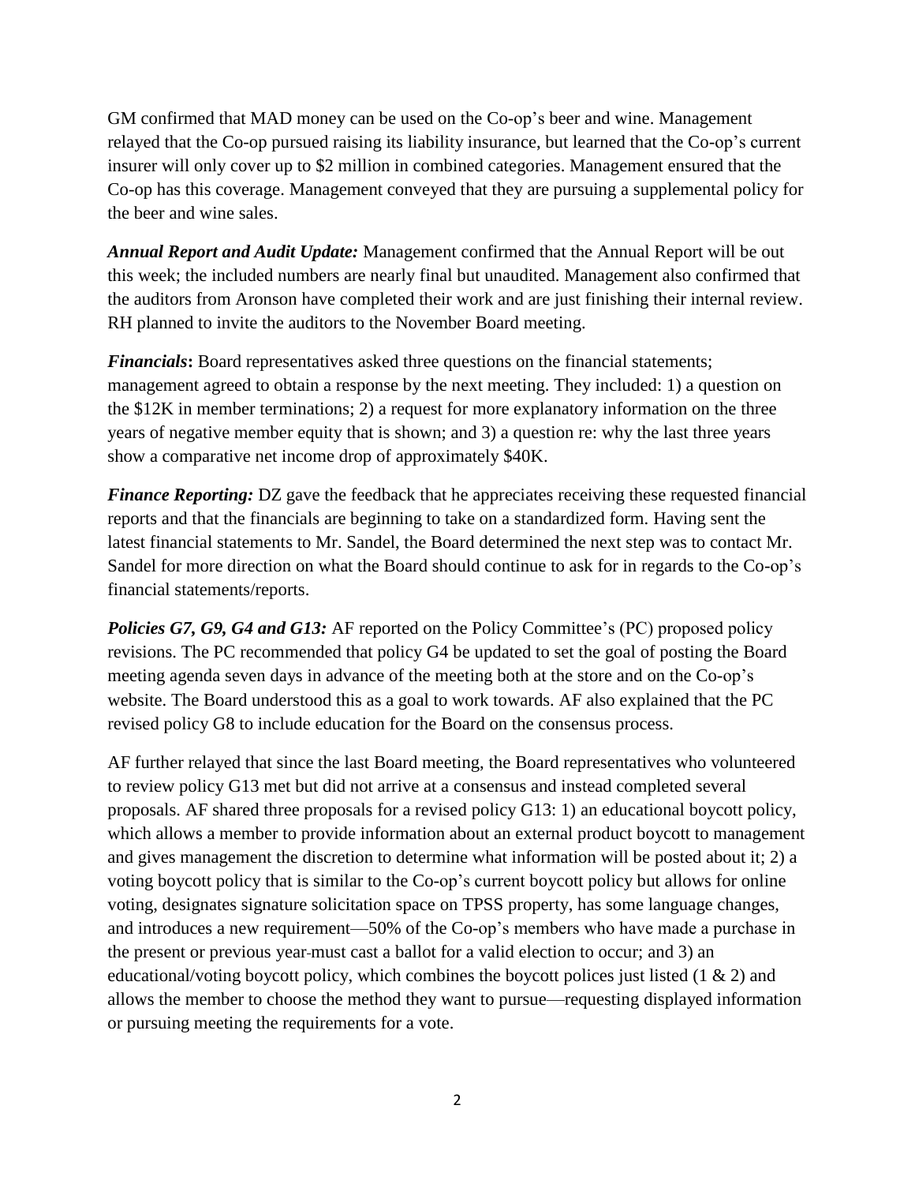GM confirmed that MAD money can be used on the Co-op's beer and wine. Management relayed that the Co-op pursued raising its liability insurance, but learned that the Co-op's current insurer will only cover up to $2 million in combined categories. Management ensured that the Co-op has this coverage. Management conveyed that they are pursuing a supplemental policy for the beer and wine sales.

***Annual Report and Audit Update:*** Management confirmed that the Annual Report will be out this week; the included numbers are nearly final but unaudited. Management also confirmed that the auditors from Aronson have completed their work and are just finishing their internal review. RH planned to invite the auditors to the November Board meeting.

***Financials*:** Board representatives asked three questions on the financial statements; management agreed to obtain a response by the next meeting. They included: 1) a question on the $12K in member terminations; 2) a request for more explanatory information on the three years of negative member equity that is shown; and 3) a question re: why the last three years show a comparative net income drop of approximately $40K.

***Finance Reporting:*** DZ gave the feedback that he appreciates receiving these requested financial reports and that the financials are beginning to take on a standardized form. Having sent the latest financial statements to Mr. Sandel, the Board determined the next step was to contact Mr. Sandel for more direction on what the Board should continue to ask for in regards to the Co-op's financial statements/reports.

***Policies G7, G9, G4 and G13:*** AF reported on the Policy Committee's (PC) proposed policy revisions. The PC recommended that policy G4 be updated to set the goal of posting the Board meeting agenda seven days in advance of the meeting both at the store and on the Co-op's website. The Board understood this as a goal to work towards. AF also explained that the PC revised policy G8 to include education for the Board on the consensus process.

AF further relayed that since the last Board meeting, the Board representatives who volunteered to review policy G13 met but did not arrive at a consensus and instead completed several proposals. AF shared three proposals for a revised policy G13: 1) an educational boycott policy, which allows a member to provide information about an external product boycott to management and gives management the discretion to determine what information will be posted about it; 2) a voting boycott policy that is similar to the Co-op's current boycott policy but allows for online voting, designates signature solicitation space on TPSS property, has some language changes, and introduces a new requirement—50% of the Co-op's members who have made a purchase in the present or previous year must cast a ballot for a valid election to occur; and 3) an educational/voting boycott policy, which combines the boycott polices just listed (1 & 2) and allows the member to choose the method they want to pursue—requesting displayed information or pursuing meeting the requirements for a vote.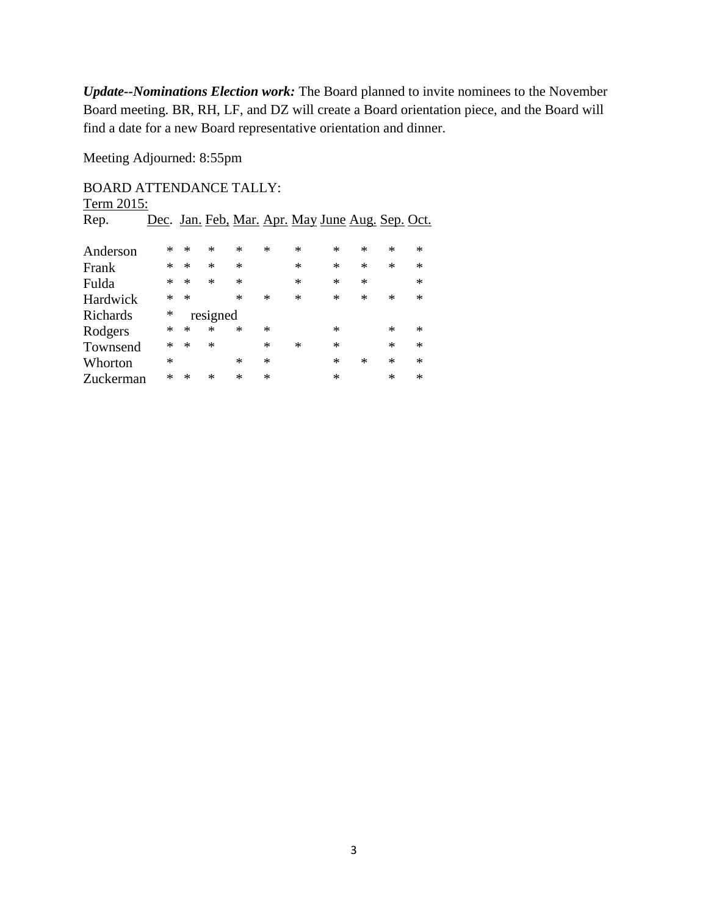***Update--Nominations Election work:*** The Board planned to invite nominees to the November Board meeting. BR, RH, LF, and DZ will create a Board orientation piece, and the Board will find a date for a new Board representative orientation and dinner.

Meeting Adjourned: 8:55pm

BOARD ATTENDANCE TALLY:

Term 2015:

| Rep. | Dec. | Jan. | Feb, | Mar. | Apr. | May | June | Aug. | Sep. | Oct. |
|---|---|---|---|---|---|---|---|---|---|---|
| Anderson | * | * | * | * | * | * | * | * | * | * |
| Frank | * | * | * | * | | * | * | * | * | * |
| Fulda | * | * | * | * | | * | * | * | | * |
| Hardwick | * | * | | * | * | * | * | * | * | * |
| Richards | * | resigned | | | | | | | | |
| Rodgers | * | * | * | * | * | | * | | * | * |
| Townsend | * | * | * | | * | * | * | | * | * |
| Whorton | * | | | * | * | | * | * | * | * |
| Zuckerman | * | * | * | * | * | | * | | * | * |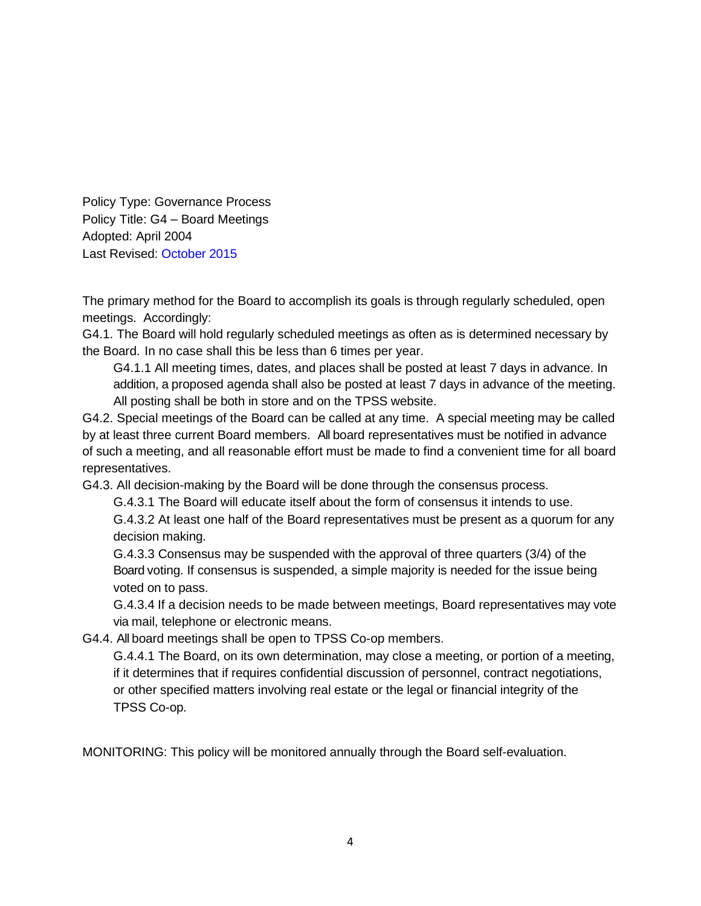Policy Type: Governance Process
Policy Title: G4 – Board Meetings
Adopted: April 2004
Last Revised: October 2015

The primary method for the Board to accomplish its goals is through regularly scheduled, open meetings. Accordingly:

G4.1. The Board will hold regularly scheduled meetings as often as is determined necessary by the Board. In no case shall this be less than 6 times per year.

> G4.1.1 All meeting times, dates, and places shall be posted at least 7 days in advance. In addition, a proposed agenda shall also be posted at least 7 days in advance of the meeting. All posting shall be both in store and on the TPSS website.

G4.2. Special meetings of the Board can be called at any time. A special meeting may be called by at least three current Board members. All board representatives must be notified in advance of such a meeting, and all reasonable effort must be made to find a convenient time for all board representatives.

G4.3. All decision-making by the Board will be done through the consensus process.

> G.4.3.1 The Board will educate itself about the form of consensus it intends to use.
>
> G.4.3.2 At least one half of the Board representatives must be present as a quorum for any decision making.
>
> G.4.3.3 Consensus may be suspended with the approval of three quarters (3/4) of the Board voting. If consensus is suspended, a simple majority is needed for the issue being voted on to pass.
>
> G.4.3.4 If a decision needs to be made between meetings, Board representatives may vote via mail, telephone or electronic means.

G4.4. All board meetings shall be open to TPSS Co-op members.

> G.4.4.1 The Board, on its own determination, may close a meeting, or portion of a meeting, if it determines that if requires confidential discussion of personnel, contract negotiations, or other specified matters involving real estate or the legal or financial integrity of the TPSS Co-op.

MONITORING: This policy will be monitored annually through the Board self-evaluation.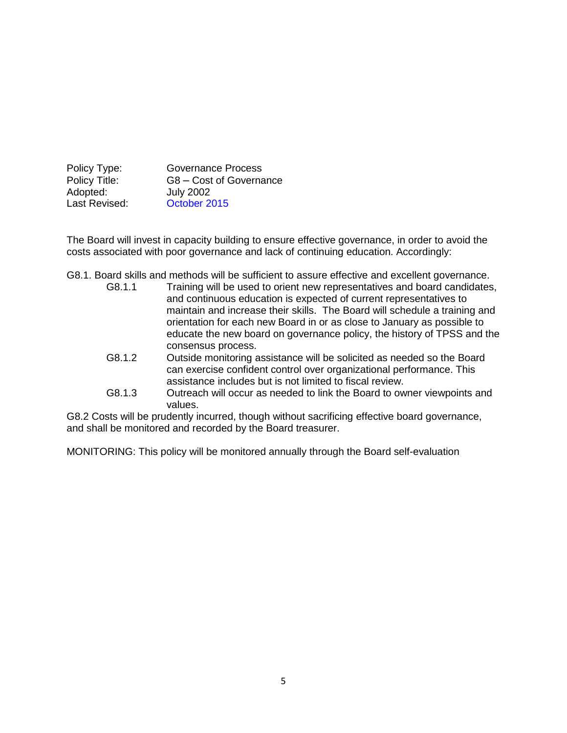Policy Type: Governance Process
Policy Title: G8 – Cost of Governance
Adopted: July 2002
Last Revised: October 2015

The Board will invest in capacity building to ensure effective governance, in order to avoid the costs associated with poor governance and lack of continuing education. Accordingly:

G8.1. Board skills and methods will be sufficient to assure effective and excellent governance.

- G8.1.1 Training will be used to orient new representatives and board candidates, and continuous education is expected of current representatives to maintain and increase their skills. The Board will schedule a training and orientation for each new Board in or as close to January as possible to educate the new board on governance policy, the history of TPSS and the consensus process.
- G8.1.2 Outside monitoring assistance will be solicited as needed so the Board can exercise confident control over organizational performance. This assistance includes but is not limited to fiscal review.
- G8.1.3 Outreach will occur as needed to link the Board to owner viewpoints and values.

G8.2 Costs will be prudently incurred, though without sacrificing effective board governance, and shall be monitored and recorded by the Board treasurer.

MONITORING: This policy will be monitored annually through the Board self-evaluation